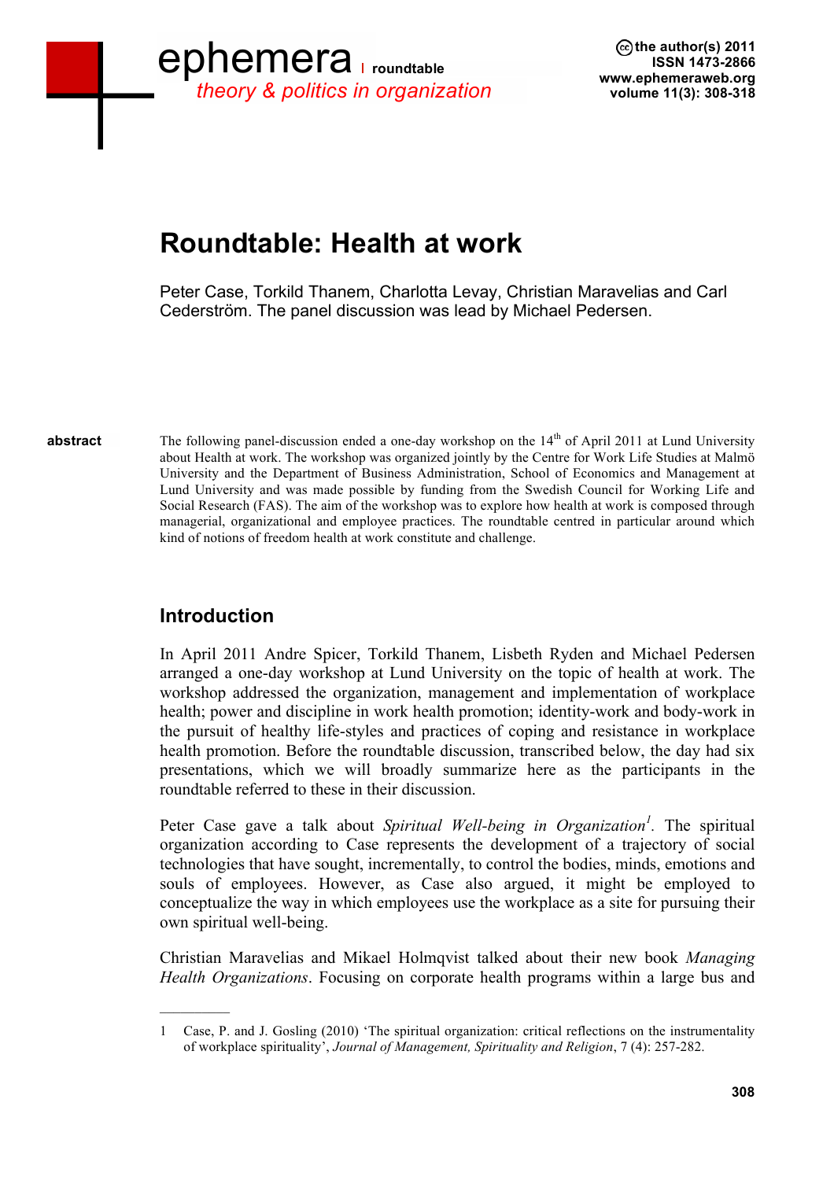# Roundtable: Health at work

Peter Case, Torkild Thanem, Charlotta Levay, Christian Maravelias and Carl Cederström. The panel discussion was lead by Michael Pedersen.

**abstract**

The following panel-discussion ended a one-day workshop on the 14th of April 2011 at Lund University about Health at work. The workshop was organized jointly by the Centre for Work Life Studies at Malmö University and the Department of Business Administration, School of Economics and Management at Lund University and was made possible by funding from the Swedish Council for Working Life and Social Research (FAS). The aim of the workshop was to explore how health at work is composed through managerial, organizational and employee practices. The roundtable centred in particular around which kind of notions of freedom health at work constitute and challenge.

## Introduction

In April 2011 Andre Spicer, Torkild Thanem, Lisbeth Ryden and Michael Pedersen arranged a one-day workshop at Lund University on the topic of health at work. The workshop addressed the organization, management and implementation of workplace health; power and discipline in work health promotion; identity-work and body-work in the pursuit of healthy life-styles and practices of coping and resistance in workplace health promotion. Before the roundtable discussion, transcribed below, the day had six presentations, which we will broadly summarize here as the participants in the roundtable referred to these in their discussion.

Peter Case gave a talk about *Spiritual Well-being in Organization*[1]. The spiritual organization according to Case represents the development of a trajectory of social technologies that have sought, incrementally, to control the bodies, minds, emotions and souls of employees. However, as Case also argued, it might be employed to conceptualize the way in which employees use the workplace as a site for pursuing their own spiritual well-being.

Christian Maravelias and Mikael Holmqvist talked about their new book *Managing Health Organizations*. Focusing on corporate health programs within a large bus and

---

1 Case, P. and J. Gosling (2010) 'The spiritual organization: critical reflections on the instrumentality of workplace spirituality', *Journal of Management, Spirituality and Religion*, 7 (4): 257-282.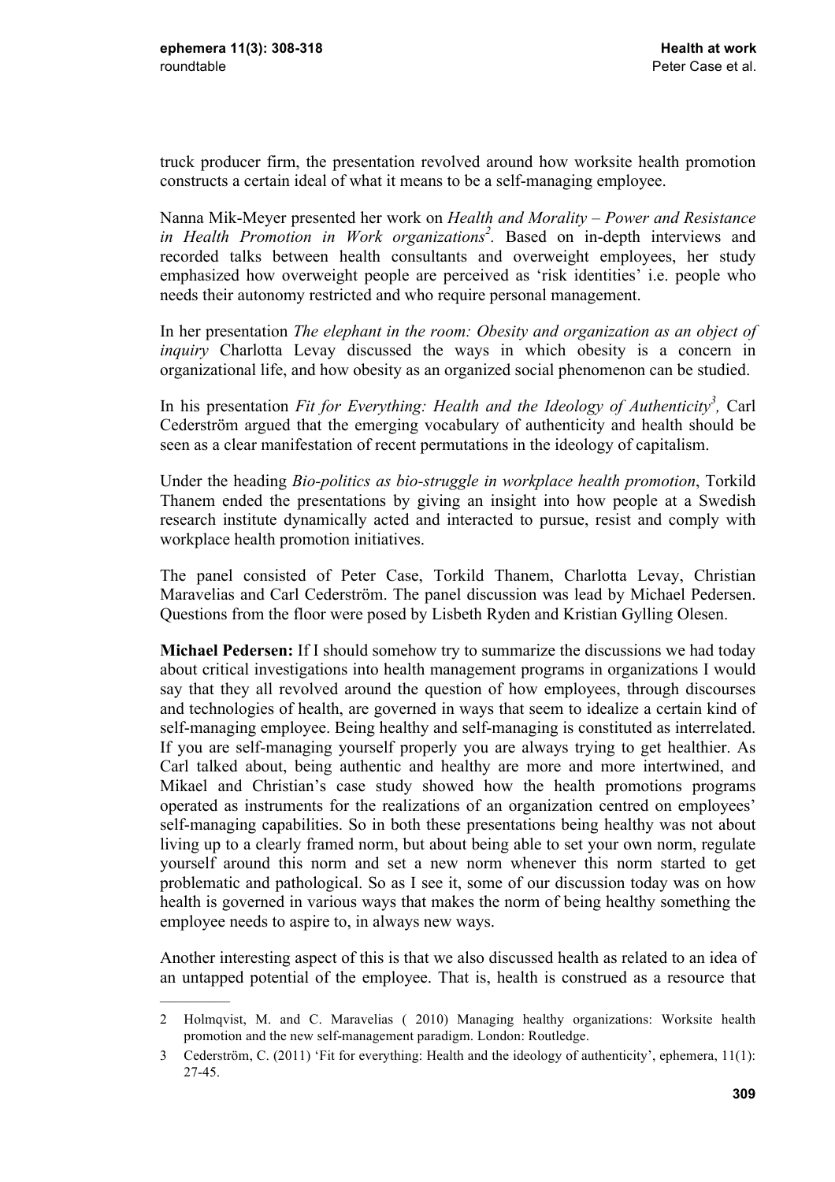truck producer firm, the presentation revolved around how worksite health promotion constructs a certain ideal of what it means to be a self-managing employee.

Nanna Mik-Meyer presented her work on *Health and Morality – Power and Resistance in Health Promotion in Work organizations*[2]. Based on in-depth interviews and recorded talks between health consultants and overweight employees, her study emphasized how overweight people are perceived as 'risk identities' i.e. people who needs their autonomy restricted and who require personal management.

In her presentation *The elephant in the room: Obesity and organization as an object of inquiry* Charlotta Levay discussed the ways in which obesity is a concern in organizational life, and how obesity as an organized social phenomenon can be studied.

In his presentation *Fit for Everything: Health and the Ideology of Authenticity*[3], Carl Cederström argued that the emerging vocabulary of authenticity and health should be seen as a clear manifestation of recent permutations in the ideology of capitalism.

Under the heading *Bio-politics as bio-struggle in workplace health promotion*, Torkild Thanem ended the presentations by giving an insight into how people at a Swedish research institute dynamically acted and interacted to pursue, resist and comply with workplace health promotion initiatives.

The panel consisted of Peter Case, Torkild Thanem, Charlotta Levay, Christian Maravelias and Carl Cederström. The panel discussion was lead by Michael Pedersen. Questions from the floor were posed by Lisbeth Ryden and Kristian Gylling Olesen.

**Michael Pedersen:** If I should somehow try to summarize the discussions we had today about critical investigations into health management programs in organizations I would say that they all revolved around the question of how employees, through discourses and technologies of health, are governed in ways that seem to idealize a certain kind of self-managing employee. Being healthy and self-managing is constituted as interrelated. If you are self-managing yourself properly you are always trying to get healthier. As Carl talked about, being authentic and healthy are more and more intertwined, and Mikael and Christian's case study showed how the health promotions programs operated as instruments for the realizations of an organization centred on employees' self-managing capabilities. So in both these presentations being healthy was not about living up to a clearly framed norm, but about being able to set your own norm, regulate yourself around this norm and set a new norm whenever this norm started to get problematic and pathological. So as I see it, some of our discussion today was on how health is governed in various ways that makes the norm of being healthy something the employee needs to aspire to, in always new ways.

Another interesting aspect of this is that we also discussed health as related to an idea of an untapped potential of the employee. That is, health is construed as a resource that

---

2 Holmqvist, M. and C. Maravelias ( 2010) Managing healthy organizations: Worksite health promotion and the new self-management paradigm. London: Routledge.

3 Cederström, C. (2011) 'Fit for everything: Health and the ideology of authenticity', ephemera, 11(1): 27-45.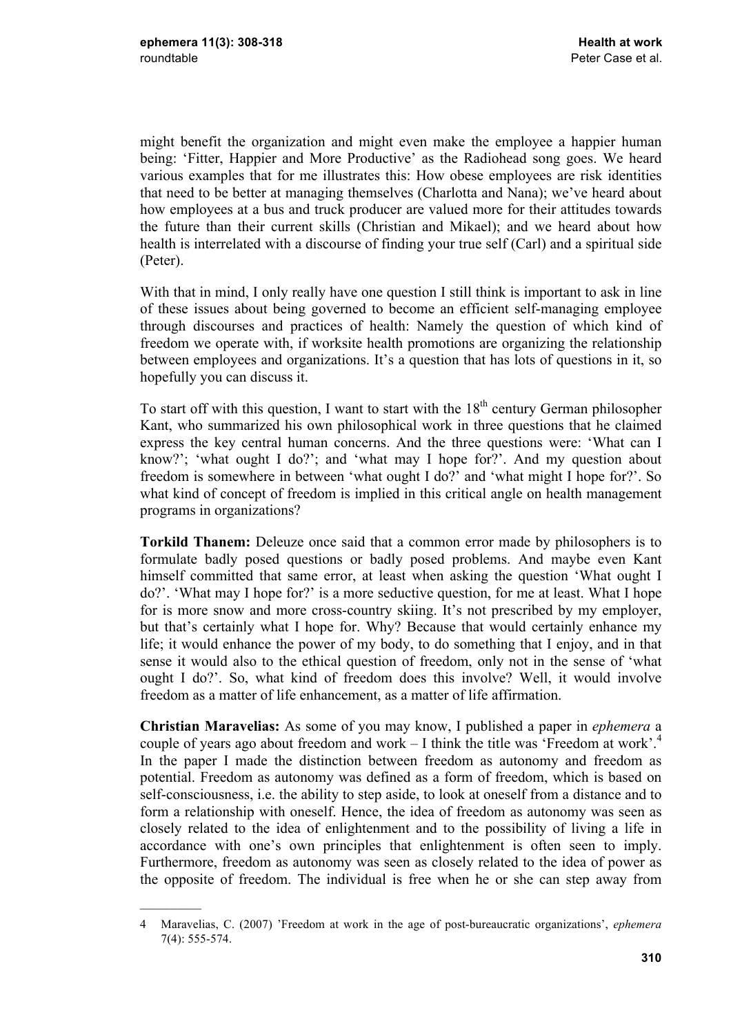might benefit the organization and might even make the employee a happier human being: 'Fitter, Happier and More Productive' as the Radiohead song goes. We heard various examples that for me illustrates this: How obese employees are risk identities that need to be better at managing themselves (Charlotta and Nana); we've heard about how employees at a bus and truck producer are valued more for their attitudes towards the future than their current skills (Christian and Mikael); and we heard about how health is interrelated with a discourse of finding your true self (Carl) and a spiritual side (Peter).

With that in mind, I only really have one question I still think is important to ask in line of these issues about being governed to become an efficient self-managing employee through discourses and practices of health: Namely the question of which kind of freedom we operate with, if worksite health promotions are organizing the relationship between employees and organizations. It's a question that has lots of questions in it, so hopefully you can discuss it.

To start off with this question, I want to start with the 18th century German philosopher Kant, who summarized his own philosophical work in three questions that he claimed express the key central human concerns. And the three questions were: 'What can I know?'; 'what ought I do?'; and 'what may I hope for?'. And my question about freedom is somewhere in between 'what ought I do?' and 'what might I hope for?'. So what kind of concept of freedom is implied in this critical angle on health management programs in organizations?

**Torkild Thanem:** Deleuze once said that a common error made by philosophers is to formulate badly posed questions or badly posed problems. And maybe even Kant himself committed that same error, at least when asking the question 'What ought I do?'. 'What may I hope for?' is a more seductive question, for me at least. What I hope for is more snow and more cross-country skiing. It's not prescribed by my employer, but that's certainly what I hope for. Why? Because that would certainly enhance my life; it would enhance the power of my body, to do something that I enjoy, and in that sense it would also to the ethical question of freedom, only not in the sense of 'what ought I do?'. So, what kind of freedom does this involve? Well, it would involve freedom as a matter of life enhancement, as a matter of life affirmation.

**Christian Maravelias:** As some of you may know, I published a paper in *ephemera* a couple of years ago about freedom and work – I think the title was 'Freedom at work'.[4] In the paper I made the distinction between freedom as autonomy and freedom as potential. Freedom as autonomy was defined as a form of freedom, which is based on self-consciousness, i.e. the ability to step aside, to look at oneself from a distance and to form a relationship with oneself. Hence, the idea of freedom as autonomy was seen as closely related to the idea of enlightenment and to the possibility of living a life in accordance with one's own principles that enlightenment is often seen to imply. Furthermore, freedom as autonomy was seen as closely related to the idea of power as the opposite of freedom. The individual is free when he or she can step away from

---

4 Maravelias, C. (2007) 'Freedom at work in the age of post-bureaucratic organizations', *ephemera* 7(4): 555-574.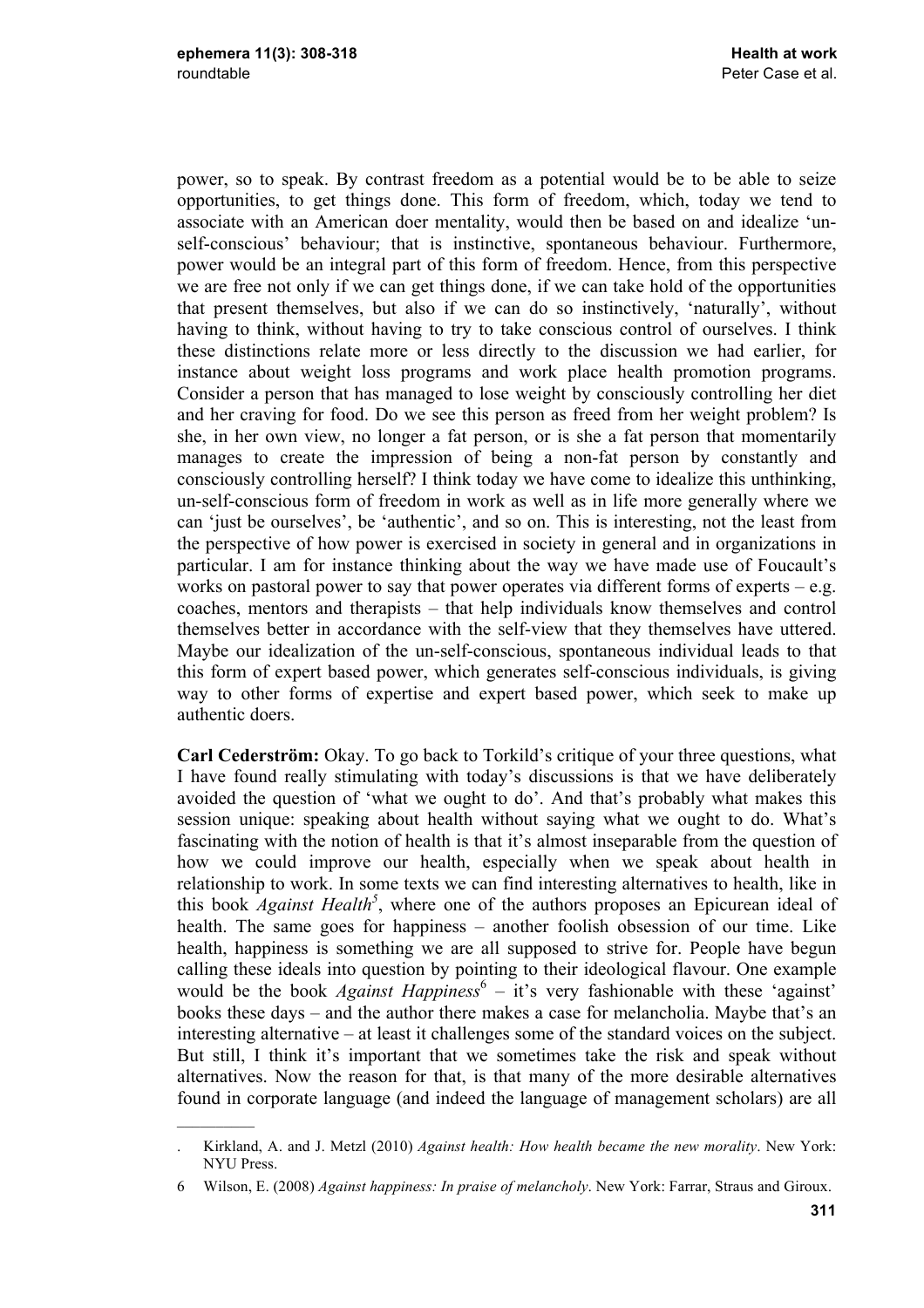power, so to speak. By contrast freedom as a potential would be to be able to seize opportunities, to get things done. This form of freedom, which, today we tend to associate with an American doer mentality, would then be based on and idealize 'un-self-conscious' behaviour; that is instinctive, spontaneous behaviour. Furthermore, power would be an integral part of this form of freedom. Hence, from this perspective we are free not only if we can get things done, if we can take hold of the opportunities that present themselves, but also if we can do so instinctively, 'naturally', without having to think, without having to try to take conscious control of ourselves. I think these distinctions relate more or less directly to the discussion we had earlier, for instance about weight loss programs and work place health promotion programs. Consider a person that has managed to lose weight by consciously controlling her diet and her craving for food. Do we see this person as freed from her weight problem? Is she, in her own view, no longer a fat person, or is she a fat person that momentarily manages to create the impression of being a non-fat person by constantly and consciously controlling herself? I think today we have come to idealize this unthinking, un-self-conscious form of freedom in work as well as in life more generally where we can 'just be ourselves', be 'authentic', and so on. This is interesting, not the least from the perspective of how power is exercised in society in general and in organizations in particular. I am for instance thinking about the way we have made use of Foucault's works on pastoral power to say that power operates via different forms of experts – e.g. coaches, mentors and therapists – that help individuals know themselves and control themselves better in accordance with the self-view that they themselves have uttered. Maybe our idealization of the un-self-conscious, spontaneous individual leads to that this form of expert based power, which generates self-conscious individuals, is giving way to other forms of expertise and expert based power, which seek to make up authentic doers.

**Carl Cederström:** Okay. To go back to Torkild's critique of your three questions, what I have found really stimulating with today's discussions is that we have deliberately avoided the question of 'what we ought to do'. And that's probably what makes this session unique: speaking about health without saying what we ought to do. What's fascinating with the notion of health is that it's almost inseparable from the question of how we could improve our health, especially when we speak about health in relationship to work. In some texts we can find interesting alternatives to health, like in this book *Against Health*[5], where one of the authors proposes an Epicurean ideal of health. The same goes for happiness – another foolish obsession of our time. Like health, happiness is something we are all supposed to strive for. People have begun calling these ideals into question by pointing to their ideological flavour. One example would be the book *Against Happiness*[6] – it's very fashionable with these 'against' books these days – and the author there makes a case for melancholia. Maybe that's an interesting alternative – at least it challenges some of the standard voices on the subject. But still, I think it's important that we sometimes take the risk and speak without alternatives. Now the reason for that, is that many of the more desirable alternatives found in corporate language (and indeed the language of management scholars) are all

---

5 Kirkland, A. and J. Metzl (2010) *Against health: How health became the new morality*. New York: NYU Press.

6 Wilson, E. (2008) *Against happiness: In praise of melancholy*. New York: Farrar, Straus and Giroux.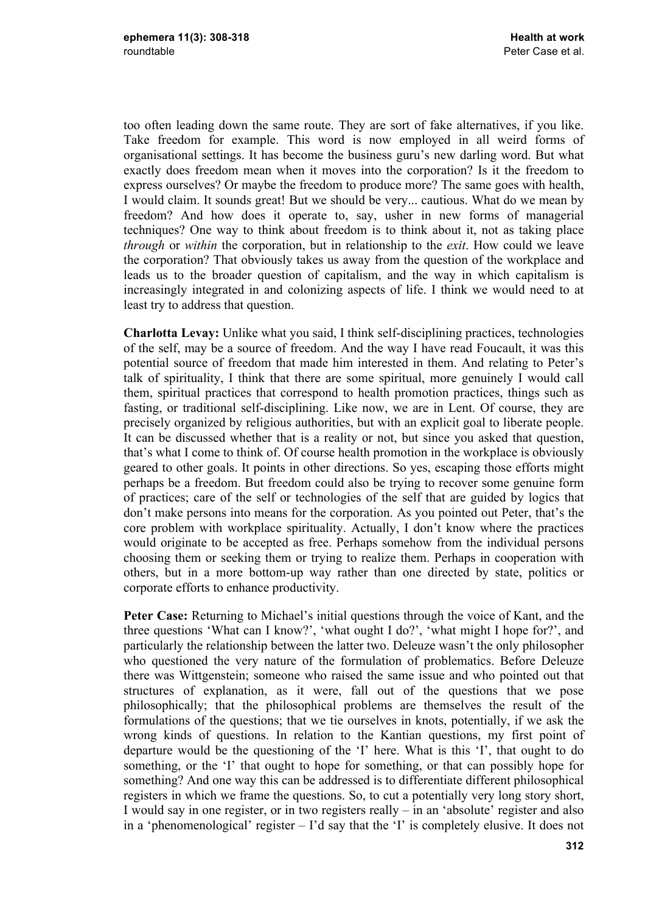too often leading down the same route. They are sort of fake alternatives, if you like. Take freedom for example. This word is now employed in all weird forms of organisational settings. It has become the business guru's new darling word. But what exactly does freedom mean when it moves into the corporation? Is it the freedom to express ourselves? Or maybe the freedom to produce more? The same goes with health, I would claim. It sounds great! But we should be very... cautious. What do we mean by freedom? And how does it operate to, say, usher in new forms of managerial techniques? One way to think about freedom is to think about it, not as taking place *through* or *within* the corporation, but in relationship to the *exit*. How could we leave the corporation? That obviously takes us away from the question of the workplace and leads us to the broader question of capitalism, and the way in which capitalism is increasingly integrated in and colonizing aspects of life. I think we would need to at least try to address that question.

**Charlotta Levay:** Unlike what you said, I think self-disciplining practices, technologies of the self, may be a source of freedom. And the way I have read Foucault, it was this potential source of freedom that made him interested in them. And relating to Peter's talk of spirituality, I think that there are some spiritual, more genuinely I would call them, spiritual practices that correspond to health promotion practices, things such as fasting, or traditional self-disciplining. Like now, we are in Lent. Of course, they are precisely organized by religious authorities, but with an explicit goal to liberate people. It can be discussed whether that is a reality or not, but since you asked that question, that's what I come to think of. Of course health promotion in the workplace is obviously geared to other goals. It points in other directions. So yes, escaping those efforts might perhaps be a freedom. But freedom could also be trying to recover some genuine form of practices; care of the self or technologies of the self that are guided by logics that don't make persons into means for the corporation. As you pointed out Peter, that's the core problem with workplace spirituality. Actually, I don't know where the practices would originate to be accepted as free. Perhaps somehow from the individual persons choosing them or seeking them or trying to realize them. Perhaps in cooperation with others, but in a more bottom-up way rather than one directed by state, politics or corporate efforts to enhance productivity.

**Peter Case:** Returning to Michael's initial questions through the voice of Kant, and the three questions 'What can I know?', 'what ought I do?', 'what might I hope for?', and particularly the relationship between the latter two. Deleuze wasn't the only philosopher who questioned the very nature of the formulation of problematics. Before Deleuze there was Wittgenstein; someone who raised the same issue and who pointed out that structures of explanation, as it were, fall out of the questions that we pose philosophically; that the philosophical problems are themselves the result of the formulations of the questions; that we tie ourselves in knots, potentially, if we ask the wrong kinds of questions. In relation to the Kantian questions, my first point of departure would be the questioning of the 'I' here. What is this 'I', that ought to do something, or the 'I' that ought to hope for something, or that can possibly hope for something? And one way this can be addressed is to differentiate different philosophical registers in which we frame the questions. So, to cut a potentially very long story short, I would say in one register, or in two registers really – in an 'absolute' register and also in a 'phenomenological' register – I'd say that the 'I' is completely elusive. It does not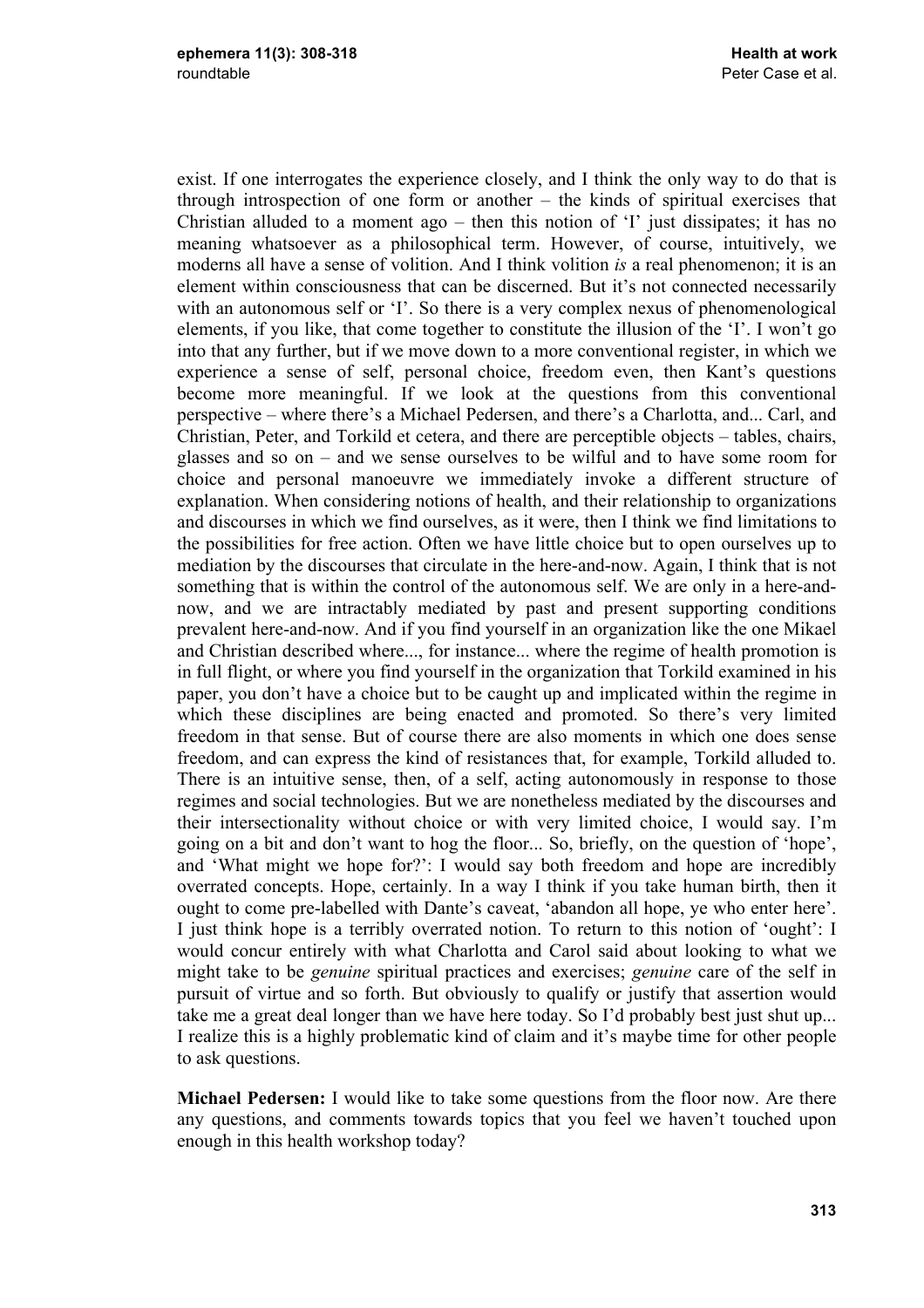exist. If one interrogates the experience closely, and I think the only way to do that is through introspection of one form or another – the kinds of spiritual exercises that Christian alluded to a moment ago – then this notion of 'I' just dissipates; it has no meaning whatsoever as a philosophical term. However, of course, intuitively, we moderns all have a sense of volition. And I think volition *is* a real phenomenon; it is an element within consciousness that can be discerned. But it's not connected necessarily with an autonomous self or 'I'. So there is a very complex nexus of phenomenological elements, if you like, that come together to constitute the illusion of the 'I'. I won't go into that any further, but if we move down to a more conventional register, in which we experience a sense of self, personal choice, freedom even, then Kant's questions become more meaningful. If we look at the questions from this conventional perspective – where there's a Michael Pedersen, and there's a Charlotta, and... Carl, and Christian, Peter, and Torkild et cetera, and there are perceptible objects – tables, chairs, glasses and so on – and we sense ourselves to be wilful and to have some room for choice and personal manoeuvre we immediately invoke a different structure of explanation. When considering notions of health, and their relationship to organizations and discourses in which we find ourselves, as it were, then I think we find limitations to the possibilities for free action. Often we have little choice but to open ourselves up to mediation by the discourses that circulate in the here-and-now. Again, I think that is not something that is within the control of the autonomous self. We are only in a here-and-now, and we are intractably mediated by past and present supporting conditions prevalent here-and-now. And if you find yourself in an organization like the one Mikael and Christian described where..., for instance... where the regime of health promotion is in full flight, or where you find yourself in the organization that Torkild examined in his paper, you don't have a choice but to be caught up and implicated within the regime in which these disciplines are being enacted and promoted. So there's very limited freedom in that sense. But of course there are also moments in which one does sense freedom, and can express the kind of resistances that, for example, Torkild alluded to. There is an intuitive sense, then, of a self, acting autonomously in response to those regimes and social technologies. But we are nonetheless mediated by the discourses and their intersectionality without choice or with very limited choice, I would say. I'm going on a bit and don't want to hog the floor... So, briefly, on the question of 'hope', and 'What might we hope for?': I would say both freedom and hope are incredibly overrated concepts. Hope, certainly. In a way I think if you take human birth, then it ought to come pre-labelled with Dante's caveat, 'abandon all hope, ye who enter here'. I just think hope is a terribly overrated notion. To return to this notion of 'ought': I would concur entirely with what Charlotta and Carol said about looking to what we might take to be *genuine* spiritual practices and exercises; *genuine* care of the self in pursuit of virtue and so forth. But obviously to qualify or justify that assertion would take me a great deal longer than we have here today. So I'd probably best just shut up... I realize this is a highly problematic kind of claim and it's maybe time for other people to ask questions.

**Michael Pedersen:** I would like to take some questions from the floor now. Are there any questions, and comments towards topics that you feel we haven't touched upon enough in this health workshop today?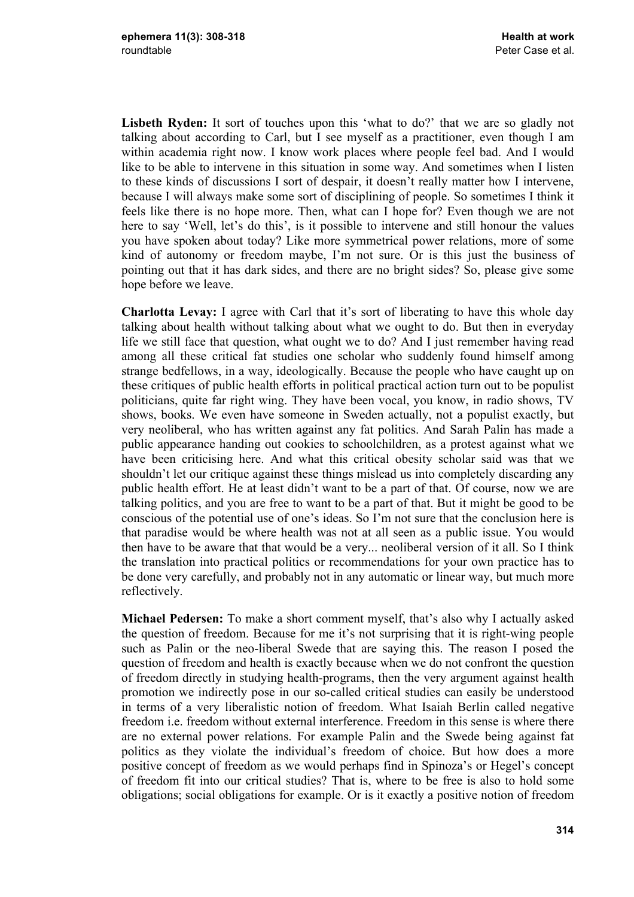**Lisbeth Ryden:** It sort of touches upon this 'what to do?' that we are so gladly not talking about according to Carl, but I see myself as a practitioner, even though I am within academia right now. I know work places where people feel bad. And I would like to be able to intervene in this situation in some way. And sometimes when I listen to these kinds of discussions I sort of despair, it doesn't really matter how I intervene, because I will always make some sort of disciplining of people. So sometimes I think it feels like there is no hope more. Then, what can I hope for? Even though we are not here to say 'Well, let's do this', is it possible to intervene and still honour the values you have spoken about today? Like more symmetrical power relations, more of some kind of autonomy or freedom maybe, I'm not sure. Or is this just the business of pointing out that it has dark sides, and there are no bright sides? So, please give some hope before we leave.

**Charlotta Levay:** I agree with Carl that it's sort of liberating to have this whole day talking about health without talking about what we ought to do. But then in everyday life we still face that question, what ought we to do? And I just remember having read among all these critical fat studies one scholar who suddenly found himself among strange bedfellows, in a way, ideologically. Because the people who have caught up on these critiques of public health efforts in political practical action turn out to be populist politicians, quite far right wing. They have been vocal, you know, in radio shows, TV shows, books. We even have someone in Sweden actually, not a populist exactly, but very neoliberal, who has written against any fat politics. And Sarah Palin has made a public appearance handing out cookies to schoolchildren, as a protest against what we have been criticising here. And what this critical obesity scholar said was that we shouldn't let our critique against these things mislead us into completely discarding any public health effort. He at least didn't want to be a part of that. Of course, now we are talking politics, and you are free to want to be a part of that. But it might be good to be conscious of the potential use of one's ideas. So I'm not sure that the conclusion here is that paradise would be where health was not at all seen as a public issue. You would then have to be aware that that would be a very... neoliberal version of it all. So I think the translation into practical politics or recommendations for your own practice has to be done very carefully, and probably not in any automatic or linear way, but much more reflectively.

**Michael Pedersen:** To make a short comment myself, that's also why I actually asked the question of freedom. Because for me it's not surprising that it is right-wing people such as Palin or the neo-liberal Swede that are saying this. The reason I posed the question of freedom and health is exactly because when we do not confront the question of freedom directly in studying health-programs, then the very argument against health promotion we indirectly pose in our so-called critical studies can easily be understood in terms of a very liberalistic notion of freedom. What Isaiah Berlin called negative freedom i.e. freedom without external interference. Freedom in this sense is where there are no external power relations. For example Palin and the Swede being against fat politics as they violate the individual's freedom of choice. But how does a more positive concept of freedom as we would perhaps find in Spinoza's or Hegel's concept of freedom fit into our critical studies? That is, where to be free is also to hold some obligations; social obligations for example. Or is it exactly a positive notion of freedom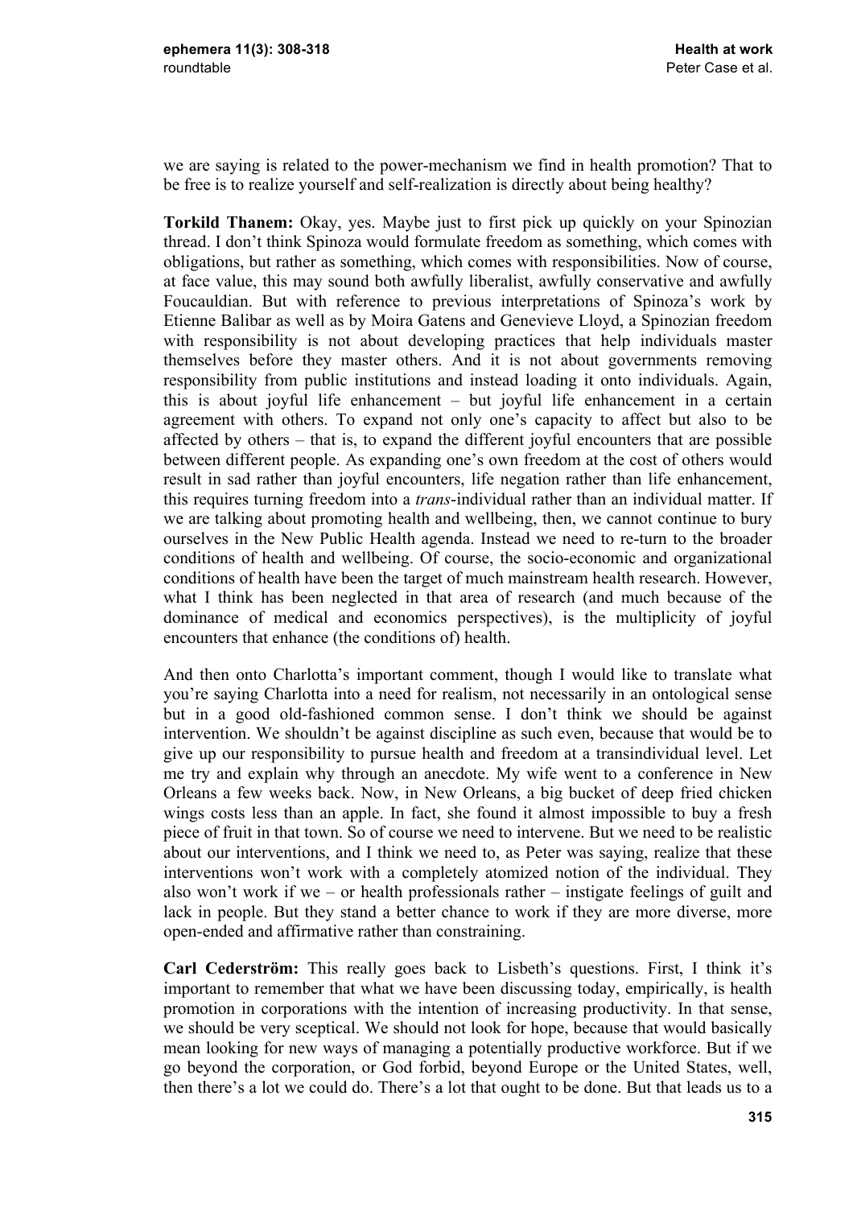we are saying is related to the power-mechanism we find in health promotion? That to be free is to realize yourself and self-realization is directly about being healthy?

**Torkild Thanem:** Okay, yes. Maybe just to first pick up quickly on your Spinozian thread. I don't think Spinoza would formulate freedom as something, which comes with obligations, but rather as something, which comes with responsibilities. Now of course, at face value, this may sound both awfully liberalist, awfully conservative and awfully Foucauldian. But with reference to previous interpretations of Spinoza's work by Etienne Balibar as well as by Moira Gatens and Genevieve Lloyd, a Spinozian freedom with responsibility is not about developing practices that help individuals master themselves before they master others. And it is not about governments removing responsibility from public institutions and instead loading it onto individuals. Again, this is about joyful life enhancement – but joyful life enhancement in a certain agreement with others. To expand not only one's capacity to affect but also to be affected by others – that is, to expand the different joyful encounters that are possible between different people. As expanding one's own freedom at the cost of others would result in sad rather than joyful encounters, life negation rather than life enhancement, this requires turning freedom into a *trans*-individual rather than an individual matter. If we are talking about promoting health and wellbeing, then, we cannot continue to bury ourselves in the New Public Health agenda. Instead we need to re-turn to the broader conditions of health and wellbeing. Of course, the socio-economic and organizational conditions of health have been the target of much mainstream health research. However, what I think has been neglected in that area of research (and much because of the dominance of medical and economics perspectives), is the multiplicity of joyful encounters that enhance (the conditions of) health.

And then onto Charlotta's important comment, though I would like to translate what you're saying Charlotta into a need for realism, not necessarily in an ontological sense but in a good old-fashioned common sense. I don't think we should be against intervention. We shouldn't be against discipline as such even, because that would be to give up our responsibility to pursue health and freedom at a transindividual level. Let me try and explain why through an anecdote. My wife went to a conference in New Orleans a few weeks back. Now, in New Orleans, a big bucket of deep fried chicken wings costs less than an apple. In fact, she found it almost impossible to buy a fresh piece of fruit in that town. So of course we need to intervene. But we need to be realistic about our interventions, and I think we need to, as Peter was saying, realize that these interventions won't work with a completely atomized notion of the individual. They also won't work if we – or health professionals rather – instigate feelings of guilt and lack in people. But they stand a better chance to work if they are more diverse, more open-ended and affirmative rather than constraining.

**Carl Cederström:** This really goes back to Lisbeth's questions. First, I think it's important to remember that what we have been discussing today, empirically, is health promotion in corporations with the intention of increasing productivity. In that sense, we should be very sceptical. We should not look for hope, because that would basically mean looking for new ways of managing a potentially productive workforce. But if we go beyond the corporation, or God forbid, beyond Europe or the United States, well, then there's a lot we could do. There's a lot that ought to be done. But that leads us to a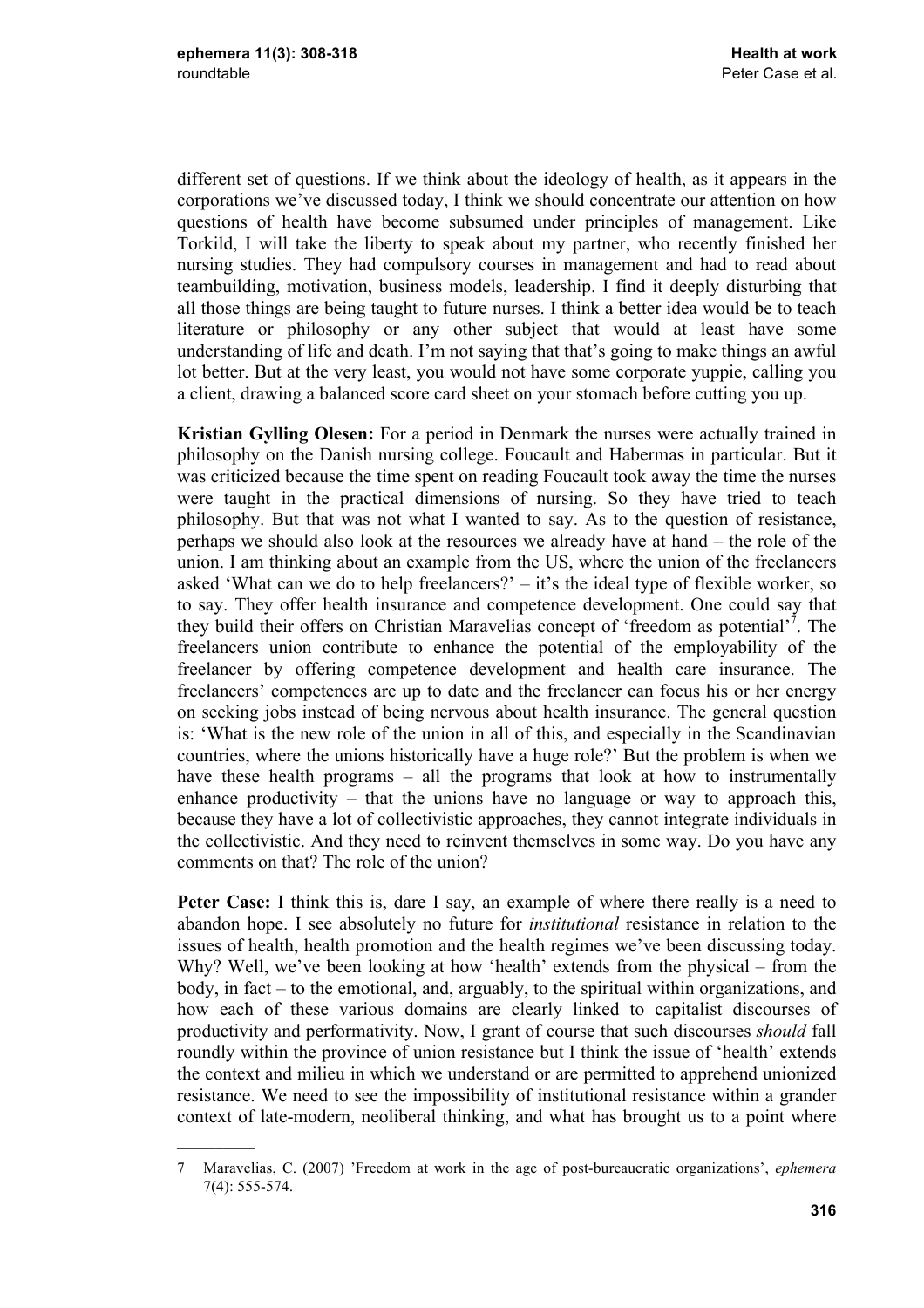different set of questions. If we think about the ideology of health, as it appears in the corporations we've discussed today, I think we should concentrate our attention on how questions of health have become subsumed under principles of management. Like Torkild, I will take the liberty to speak about my partner, who recently finished her nursing studies. They had compulsory courses in management and had to read about teambuilding, motivation, business models, leadership. I find it deeply disturbing that all those things are being taught to future nurses. I think a better idea would be to teach literature or philosophy or any other subject that would at least have some understanding of life and death. I'm not saying that that's going to make things an awful lot better. But at the very least, you would not have some corporate yuppie, calling you a client, drawing a balanced score card sheet on your stomach before cutting you up.

**Kristian Gylling Olesen:** For a period in Denmark the nurses were actually trained in philosophy on the Danish nursing college. Foucault and Habermas in particular. But it was criticized because the time spent on reading Foucault took away the time the nurses were taught in the practical dimensions of nursing. So they have tried to teach philosophy. But that was not what I wanted to say. As to the question of resistance, perhaps we should also look at the resources we already have at hand – the role of the union. I am thinking about an example from the US, where the union of the freelancers asked 'What can we do to help freelancers?' – it's the ideal type of flexible worker, so to say. They offer health insurance and competence development. One could say that they build their offers on Christian Maravelias concept of 'freedom as potential'[7]. The freelancers union contribute to enhance the potential of the employability of the freelancer by offering competence development and health care insurance. The freelancers' competences are up to date and the freelancer can focus his or her energy on seeking jobs instead of being nervous about health insurance. The general question is: 'What is the new role of the union in all of this, and especially in the Scandinavian countries, where the unions historically have a huge role?' But the problem is when we have these health programs – all the programs that look at how to instrumentally enhance productivity – that the unions have no language or way to approach this, because they have a lot of collectivistic approaches, they cannot integrate individuals in the collectivistic. And they need to reinvent themselves in some way. Do you have any comments on that? The role of the union?

**Peter Case:** I think this is, dare I say, an example of where there really is a need to abandon hope. I see absolutely no future for *institutional* resistance in relation to the issues of health, health promotion and the health regimes we've been discussing today. Why? Well, we've been looking at how 'health' extends from the physical – from the body, in fact – to the emotional, and, arguably, to the spiritual within organizations, and how each of these various domains are clearly linked to capitalist discourses of productivity and performativity. Now, I grant of course that such discourses *should* fall roundly within the province of union resistance but I think the issue of 'health' extends the context and milieu in which we understand or are permitted to apprehend unionized resistance. We need to see the impossibility of institutional resistance within a grander context of late-modern, neoliberal thinking, and what has brought us to a point where

7 Maravelias, C. (2007) 'Freedom at work in the age of post-bureaucratic organizations', *ephemera* 7(4): 555-574.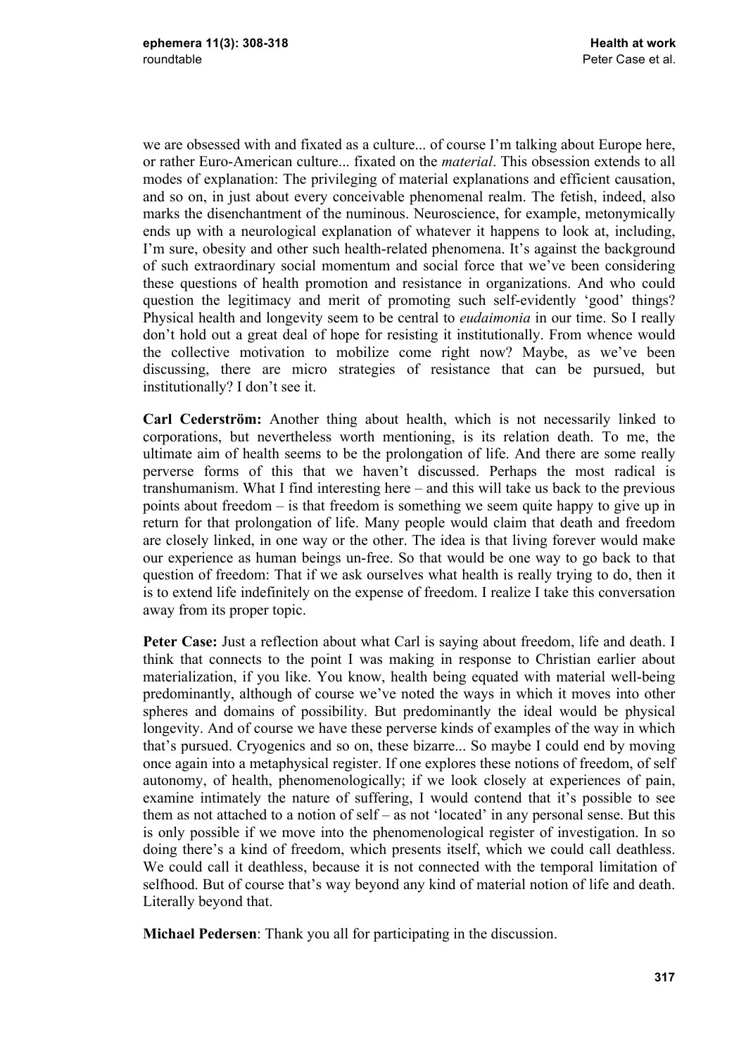we are obsessed with and fixated as a culture... of course I'm talking about Europe here, or rather Euro-American culture... fixated on the *material*. This obsession extends to all modes of explanation: The privileging of material explanations and efficient causation, and so on, in just about every conceivable phenomenal realm. The fetish, indeed, also marks the disenchantment of the numinous. Neuroscience, for example, metonymically ends up with a neurological explanation of whatever it happens to look at, including, I'm sure, obesity and other such health-related phenomena. It's against the background of such extraordinary social momentum and social force that we've been considering these questions of health promotion and resistance in organizations. And who could question the legitimacy and merit of promoting such self-evidently 'good' things? Physical health and longevity seem to be central to *eudaimonia* in our time. So I really don't hold out a great deal of hope for resisting it institutionally. From whence would the collective motivation to mobilize come right now? Maybe, as we've been discussing, there are micro strategies of resistance that can be pursued, but institutionally? I don't see it.

**Carl Cederström:** Another thing about health, which is not necessarily linked to corporations, but nevertheless worth mentioning, is its relation death. To me, the ultimate aim of health seems to be the prolongation of life. And there are some really perverse forms of this that we haven't discussed. Perhaps the most radical is transhumanism. What I find interesting here – and this will take us back to the previous points about freedom – is that freedom is something we seem quite happy to give up in return for that prolongation of life. Many people would claim that death and freedom are closely linked, in one way or the other. The idea is that living forever would make our experience as human beings un-free. So that would be one way to go back to that question of freedom: That if we ask ourselves what health is really trying to do, then it is to extend life indefinitely on the expense of freedom. I realize I take this conversation away from its proper topic.

**Peter Case:** Just a reflection about what Carl is saying about freedom, life and death. I think that connects to the point I was making in response to Christian earlier about materialization, if you like. You know, health being equated with material well-being predominantly, although of course we've noted the ways in which it moves into other spheres and domains of possibility. But predominantly the ideal would be physical longevity. And of course we have these perverse kinds of examples of the way in which that's pursued. Cryogenics and so on, these bizarre... So maybe I could end by moving once again into a metaphysical register. If one explores these notions of freedom, of self autonomy, of health, phenomenologically; if we look closely at experiences of pain, examine intimately the nature of suffering, I would contend that it's possible to see them as not attached to a notion of self – as not 'located' in any personal sense. But this is only possible if we move into the phenomenological register of investigation. In so doing there's a kind of freedom, which presents itself, which we could call deathless. We could call it deathless, because it is not connected with the temporal limitation of selfhood. But of course that's way beyond any kind of material notion of life and death. Literally beyond that.

**Michael Pedersen**: Thank you all for participating in the discussion.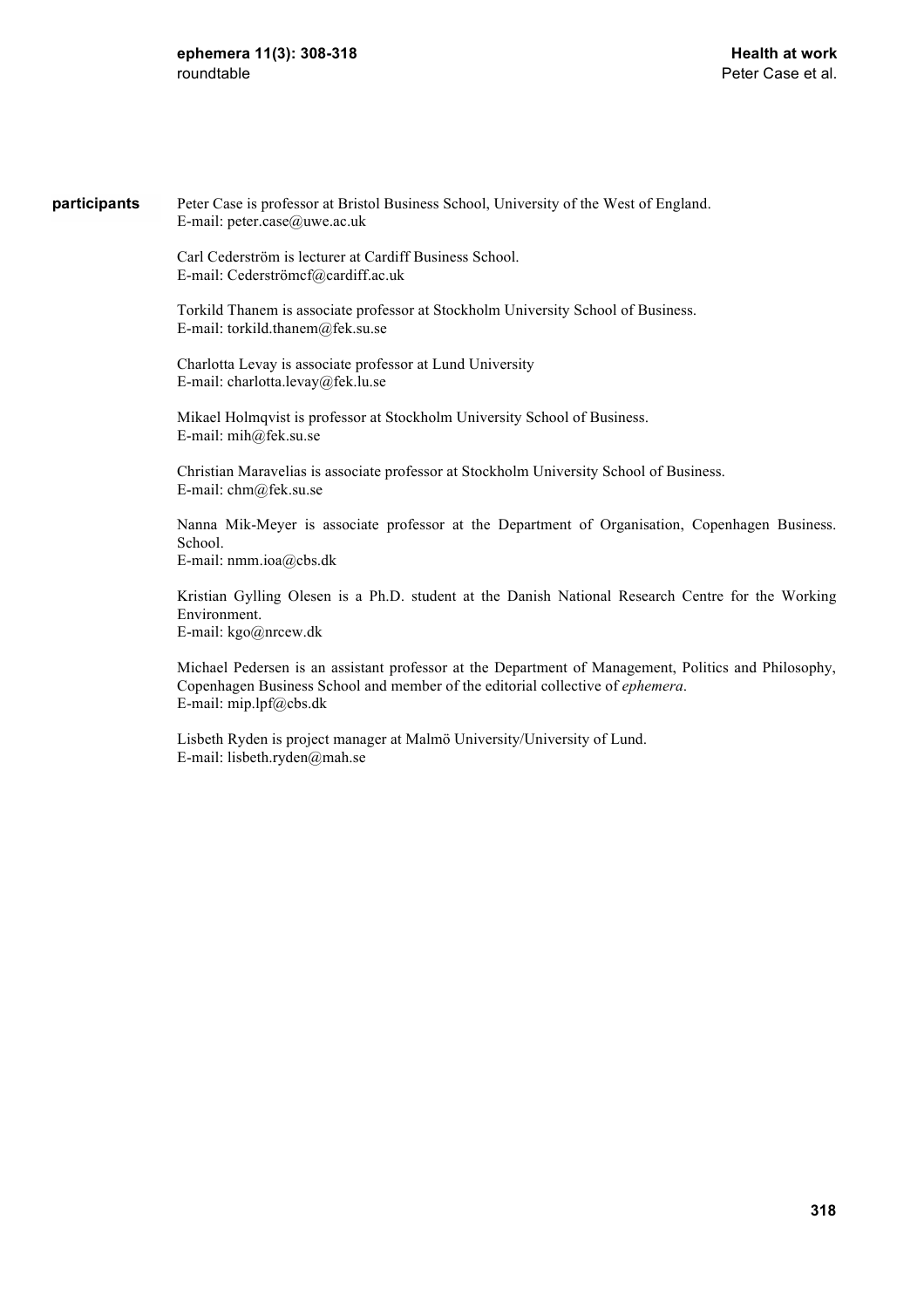**participants**

Peter Case is professor at Bristol Business School, University of the West of England.
E-mail: peter.case@uwe.ac.uk

Carl Cederström is lecturer at Cardiff Business School.
E-mail: Cederströmcf@cardiff.ac.uk

Torkild Thanem is associate professor at Stockholm University School of Business.
E-mail: torkild.thanem@fek.su.se

Charlotta Levay is associate professor at Lund University
E-mail: charlotta.levay@fek.lu.se

Mikael Holmqvist is professor at Stockholm University School of Business.
E-mail: mih@fek.su.se

Christian Maravelias is associate professor at Stockholm University School of Business.
E-mail: chm@fek.su.se

Nanna Mik-Meyer is associate professor at the Department of Organisation, Copenhagen Business. School.
E-mail: nmm.ioa@cbs.dk

Kristian Gylling Olesen is a Ph.D. student at the Danish National Research Centre for the Working Environment.
E-mail: kgo@nrcew.dk

Michael Pedersen is an assistant professor at the Department of Management, Politics and Philosophy, Copenhagen Business School and member of the editorial collective of *ephemera*.
E-mail: mip.lpf@cbs.dk

Lisbeth Ryden is project manager at Malmö University/University of Lund.
E-mail: lisbeth.ryden@mah.se